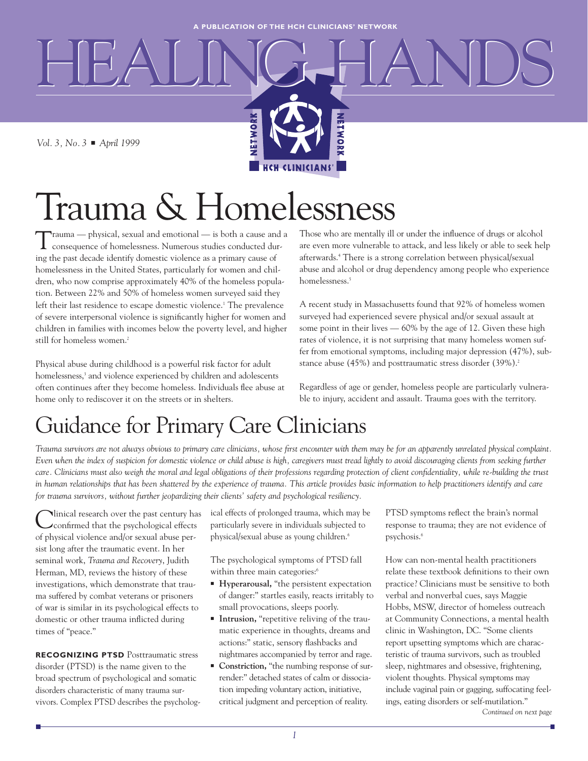A PUBLICATION OF THE HCH CLINICIANS' NETWORK

# HEALING HANDS

*Vol. 3, No. 3 ■ April 1999*

# Trauma & Homelessness

Trauma — physical, sexual and emotional — is both a cause and a consequence of homelessness. Numerous studies conducted during the past decade identify domestic violence as a primary cause of homelessness in the United States, particularly for women and children, who now comprise approximately 40% of the homeless population. Between 22% and 50% of homeless women surveyed said they left their last residence to escape domestic violence.[1] The prevalence of severe interpersonal violence is significantly higher for women and children in families with incomes below the poverty level, and higher still for homeless women.[2]

Physical abuse during childhood is a powerful risk factor for adult homelessness,[3] and violence experienced by children and adolescents often continues after they become homeless. Individuals flee abuse at home only to rediscover it on the streets or in shelters.

Those who are mentally ill or under the influence of drugs or alcohol are even more vulnerable to attack, and less likely or able to seek help afterwards.[4] There is a strong correlation between physical/sexual abuse and alcohol or drug dependency among people who experience homelessness.[5]

A recent study in Massachusetts found that 92% of homeless women surveyed had experienced severe physical and/or sexual assault at some point in their lives — 60% by the age of 12. Given these high rates of violence, it is not surprising that many homeless women suffer from emotional symptoms, including major depression (47%), substance abuse (45%) and posttraumatic stress disorder (39%).[2]

Regardless of age or gender, homeless people are particularly vulnerable to injury, accident and assault. Trauma goes with the territory.

## Guidance for Primary Care Clinicians

*Trauma survivors are not always obvious to primary care clinicians, whose first encounter with them may be for an apparently unrelated physical complaint. Even when the index of suspicion for domestic violence or child abuse is high, caregivers must tread lightly to avoid discouraging clients from seeking further care. Clinicians must also weigh the moral and legal obligations of their professions regarding protection of client confidentiality, while re-building the trust in human relationships that has been shattered by the experience of trauma. This article provides basic information to help practitioners identify and care for trauma survivors, without further jeopardizing their clients' safety and psychological resiliency.*

Clinical research over the past century has confirmed that the psychological effects of physical violence and/or sexual abuse persist long after the traumatic event. In her seminal work, *Trauma and Recovery*, Judith Herman, MD, reviews the history of these investigations, which demonstrate that trauma suffered by combat veterans or prisoners of war is similar in its psychological effects to domestic or other trauma inflicted during times of "peace."

**RECOGNIZING PTSD** Posttraumatic stress disorder (PTSD) is the name given to the broad spectrum of psychological and somatic disorders characteristic of many trauma survivors. Complex PTSD describes the psychological effects of prolonged trauma, which may be particularly severe in individuals subjected to physical/sexual abuse as young children.[6]

The psychological symptoms of PTSD fall within three main categories:[6]

- **Hyperarousal,** "the persistent expectation of danger:" startles easily, reacts irritably to small provocations, sleeps poorly.
- **Intrusion,** "repetitive reliving of the traumatic experience in thoughts, dreams and actions:" static, sensory flashbacks and nightmares accompanied by terror and rage.
- **Constriction,** "the numbing response of surrender:" detached states of calm or dissociation impeding voluntary action, initiative, critical judgment and perception of reality.

PTSD symptoms reflect the brain's normal response to trauma; they are not evidence of psychosis.[6]

How can non-mental health practitioners relate these textbook definitions to their own practice? Clinicians must be sensitive to both verbal and nonverbal cues, says Maggie Hobbs, MSW, director of homeless outreach at Community Connections, a mental health clinic in Washington, DC. "Some clients report upsetting symptoms which are characteristic of trauma survivors, such as troubled sleep, nightmares and obsessive, frightening, violent thoughts. Physical symptoms may include vaginal pain or gagging, suffocating feelings, eating disorders or self-mutilation."

*Continued on next page*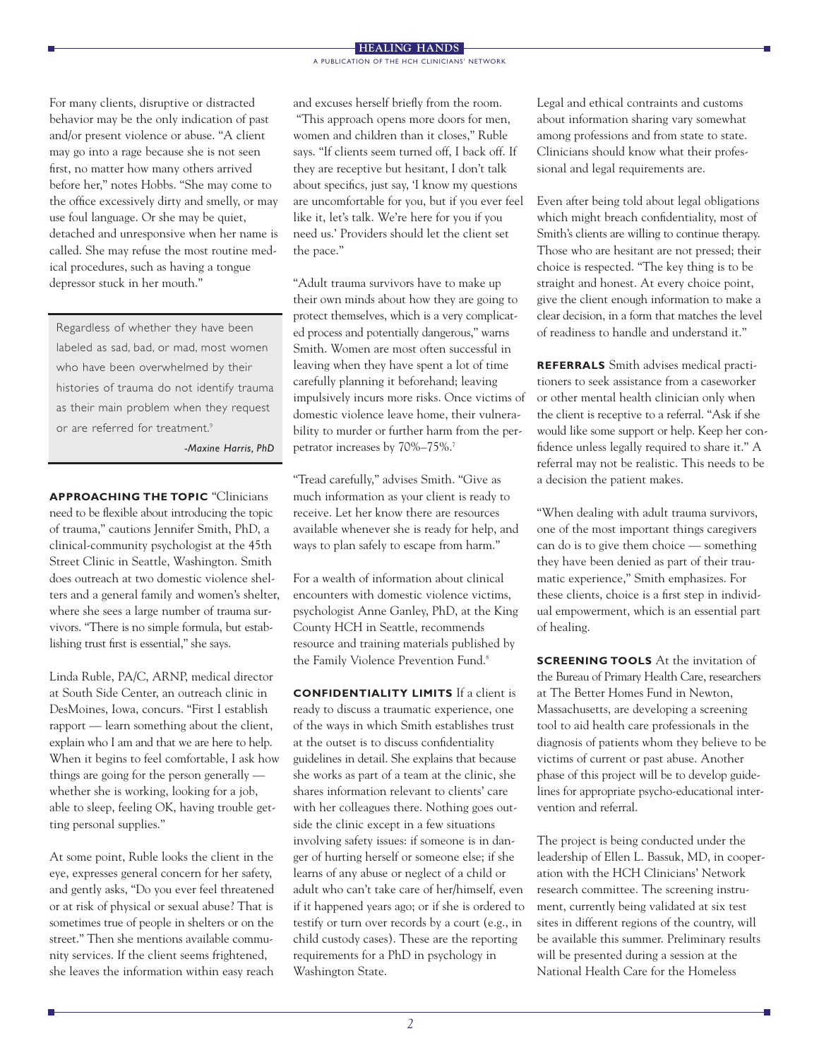For many clients, disruptive or distracted behavior may be the only indication of past and/or present violence or abuse. "A client may go into a rage because she is not seen first, no matter how many others arrived before her," notes Hobbs. "She may come to the office excessively dirty and smelly, or may use foul language. Or she may be quiet, detached and unresponsive when her name is called. She may refuse the most routine medical procedures, such as having a tongue depressor stuck in her mouth."

> Regardless of whether they have been labeled as sad, bad, or mad, most women who have been overwhelmed by their histories of trauma do not identify trauma as their main problem when they request or are referred for treatment.[9]
>
> *-Maxine Harris, PhD*

**APPROACHING THE TOPIC** "Clinicians need to be flexible about introducing the topic of trauma," cautions Jennifer Smith, PhD, a clinical-community psychologist at the 45th Street Clinic in Seattle, Washington. Smith does outreach at two domestic violence shelters and a general family and women's shelter, where she sees a large number of trauma survivors. "There is no simple formula, but establishing trust first is essential," she says.

Linda Ruble, PA/C, ARNP, medical director at South Side Center, an outreach clinic in DesMoines, Iowa, concurs. "First I establish rapport — learn something about the client, explain who I am and that we are here to help. When it begins to feel comfortable, I ask how things are going for the person generally — whether she is working, looking for a job, able to sleep, feeling OK, having trouble getting personal supplies."

At some point, Ruble looks the client in the eye, expresses general concern for her safety, and gently asks, "Do you ever feel threatened or at risk of physical or sexual abuse? That is sometimes true of people in shelters or on the street." Then she mentions available community services. If the client seems frightened, she leaves the information within easy reach and excuses herself briefly from the room. "This approach opens more doors for men, women and children than it closes," Ruble says. "If clients seem turned off, I back off. If they are receptive but hesitant, I don't talk about specifics, just say, 'I know my questions are uncomfortable for you, but if you ever feel like it, let's talk. We're here for you if you need us.' Providers should let the client set the pace."

"Adult trauma survivors have to make up their own minds about how they are going to protect themselves, which is a very complicated process and potentially dangerous," warns Smith. Women are most often successful in leaving when they have spent a lot of time carefully planning it beforehand; leaving impulsively incurs more risks. Once victims of domestic violence leave home, their vulnerability to murder or further harm from the perpetrator increases by 70%–75%.[7]

"Tread carefully," advises Smith. "Give as much information as your client is ready to receive. Let her know there are resources available whenever she is ready for help, and ways to plan safely to escape from harm."

For a wealth of information about clinical encounters with domestic violence victims, psychologist Anne Ganley, PhD, at the King County HCH in Seattle, recommends resource and training materials published by the Family Violence Prevention Fund.[8]

**CONFIDENTIALITY LIMITS** If a client is ready to discuss a traumatic experience, one of the ways in which Smith establishes trust at the outset is to discuss confidentiality guidelines in detail. She explains that because she works as part of a team at the clinic, she shares information relevant to clients' care with her colleagues there. Nothing goes outside the clinic except in a few situations involving safety issues: if someone is in danger of hurting herself or someone else; if she learns of any abuse or neglect of a child or adult who can't take care of her/himself, even if it happened years ago; or if she is ordered to testify or turn over records by a court (e.g., in child custody cases). These are the reporting requirements for a PhD in psychology in Washington State.

Legal and ethical contraints and customs about information sharing vary somewhat among professions and from state to state. Clinicians should know what their professional and legal requirements are.

Even after being told about legal obligations which might breach confidentiality, most of Smith's clients are willing to continue therapy. Those who are hesitant are not pressed; their choice is respected. "The key thing is to be straight and honest. At every choice point, give the client enough information to make a clear decision, in a form that matches the level of readiness to handle and understand it."

**REFERRALS** Smith advises medical practitioners to seek assistance from a caseworker or other mental health clinician only when the client is receptive to a referral. "Ask if she would like some support or help. Keep her confidence unless legally required to share it." A referral may not be realistic. This needs to be a decision the patient makes.

"When dealing with adult trauma survivors, one of the most important things caregivers can do is to give them choice — something they have been denied as part of their traumatic experience," Smith emphasizes. For these clients, choice is a first step in individual empowerment, which is an essential part of healing.

**SCREENING TOOLS** At the invitation of the Bureau of Primary Health Care, researchers at The Better Homes Fund in Newton, Massachusetts, are developing a screening tool to aid health care professionals in the diagnosis of patients whom they believe to be victims of current or past abuse. Another phase of this project will be to develop guidelines for appropriate psycho-educational intervention and referral.

The project is being conducted under the leadership of Ellen L. Bassuk, MD, in cooperation with the HCH Clinicians' Network research committee. The screening instrument, currently being validated at six test sites in different regions of the country, will be available this summer. Preliminary results will be presented during a session at the National Health Care for the Homeless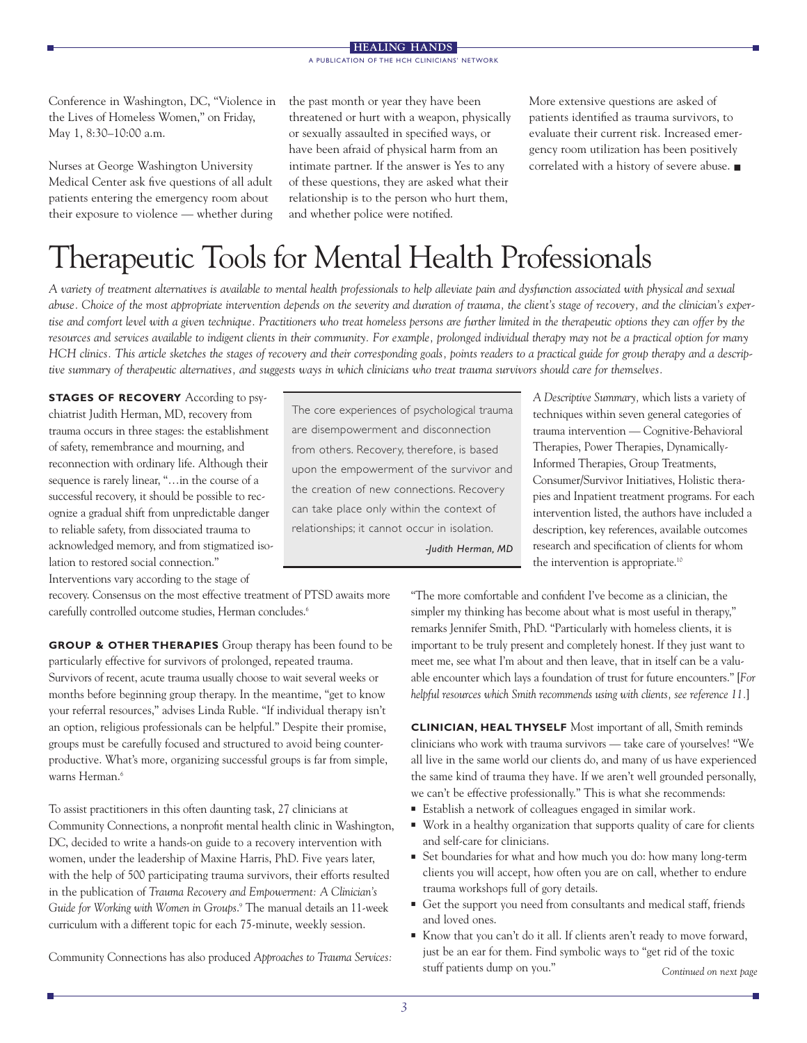Conference in Washington, DC, "Violence in the Lives of Homeless Women," on Friday, May 1, 8:30–10:00 a.m.

Nurses at George Washington University Medical Center ask five questions of all adult patients entering the emergency room about their exposure to violence — whether during the past month or year they have been threatened or hurt with a weapon, physically or sexually assaulted in specified ways, or have been afraid of physical harm from an intimate partner. If the answer is Yes to any of these questions, they are asked what their relationship is to the person who hurt them, and whether police were notified.

More extensive questions are asked of patients identified as trauma survivors, to evaluate their current risk. Increased emergency room utilization has been positively correlated with a history of severe abuse. ■

# Therapeutic Tools for Mental Health Professionals

*A variety of treatment alternatives is available to mental health professionals to help alleviate pain and dysfunction associated with physical and sexual abuse. Choice of the most appropriate intervention depends on the severity and duration of trauma, the client's stage of recovery, and the clinician's expertise and comfort level with a given technique. Practitioners who treat homeless persons are further limited in the therapeutic options they can offer by the resources and services available to indigent clients in their community. For example, prolonged individual therapy may not be a practical option for many HCH clinics. This article sketches the stages of recovery and their corresponding goals, points readers to a practical guide for group therapy and a descriptive summary of therapeutic alternatives, and suggests ways in which clinicians who treat trauma survivors should care for themselves.*

**STAGES OF RECOVERY** According to psychiatrist Judith Herman, MD, recovery from trauma occurs in three stages: the establishment of safety, remembrance and mourning, and reconnection with ordinary life. Although their sequence is rarely linear, "…in the course of a successful recovery, it should be possible to recognize a gradual shift from unpredictable danger to reliable safety, from dissociated trauma to acknowledged memory, and from stigmatized isolation to restored social connection." Interventions vary according to the stage of recovery. Consensus on the most effective treatment of PTSD awaits more carefully controlled outcome studies, Herman concludes.[6]

> The core experiences of psychological trauma are disempowerment and disconnection from others. Recovery, therefore, is based upon the empowerment of the survivor and the creation of new connections. Recovery can take place only within the context of relationships; it cannot occur in isolation.
>
> *-Judith Herman, MD*

**GROUP & OTHER THERAPIES** Group therapy has been found to be particularly effective for survivors of prolonged, repeated trauma. Survivors of recent, acute trauma usually choose to wait several weeks or months before beginning group therapy. In the meantime, "get to know your referral resources," advises Linda Ruble. "If individual therapy isn't an option, religious professionals can be helpful." Despite their promise, groups must be carefully focused and structured to avoid being counterproductive. What's more, organizing successful groups is far from simple, warns Herman.[6]

To assist practitioners in this often daunting task, 27 clinicians at Community Connections, a nonprofit mental health clinic in Washington, DC, decided to write a hands-on guide to a recovery intervention with women, under the leadership of Maxine Harris, PhD. Five years later, with the help of 500 participating trauma survivors, their efforts resulted in the publication of *Trauma Recovery and Empowerment: A Clinician's Guide for Working with Women in Groups*.[9] The manual details an 11-week curriculum with a different topic for each 75-minute, weekly session.

Community Connections has also produced *Approaches to Trauma Services: A Descriptive Summary,* which lists a variety of techniques within seven general categories of trauma intervention — Cognitive-Behavioral Therapies, Power Therapies, Dynamically-Informed Therapies, Group Treatments, Consumer/Survivor Initiatives, Holistic therapies and Inpatient treatment programs. For each intervention listed, the authors have included a description, key references, available outcomes research and specification of clients for whom the intervention is appropriate.[10]

"The more comfortable and confident I've become as a clinician, the simpler my thinking has become about what is most useful in therapy," remarks Jennifer Smith, PhD. "Particularly with homeless clients, it is important to be truly present and completely honest. If they just want to meet me, see what I'm about and then leave, that in itself can be a valuable encounter which lays a foundation of trust for future encounters." [*For helpful resources which Smith recommends using with clients, see reference 11.*]

**CLINICIAN, HEAL THYSELF** Most important of all, Smith reminds clinicians who work with trauma survivors — take care of yourselves! "We all live in the same world our clients do, and many of us have experienced the same kind of trauma they have. If we aren't well grounded personally, we can't be effective professionally." This is what she recommends:

- Establish a network of colleagues engaged in similar work.
- Work in a healthy organization that supports quality of care for clients and self-care for clinicians.
- Set boundaries for what and how much you do: how many long-term clients you will accept, how often you are on call, whether to endure trauma workshops full of gory details.
- Get the support you need from consultants and medical staff, friends and loved ones.
- Know that you can't do it all. If clients aren't ready to move forward, just be an ear for them. Find symbolic ways to "get rid of the toxic stuff patients dump on you."

*Continued on next page*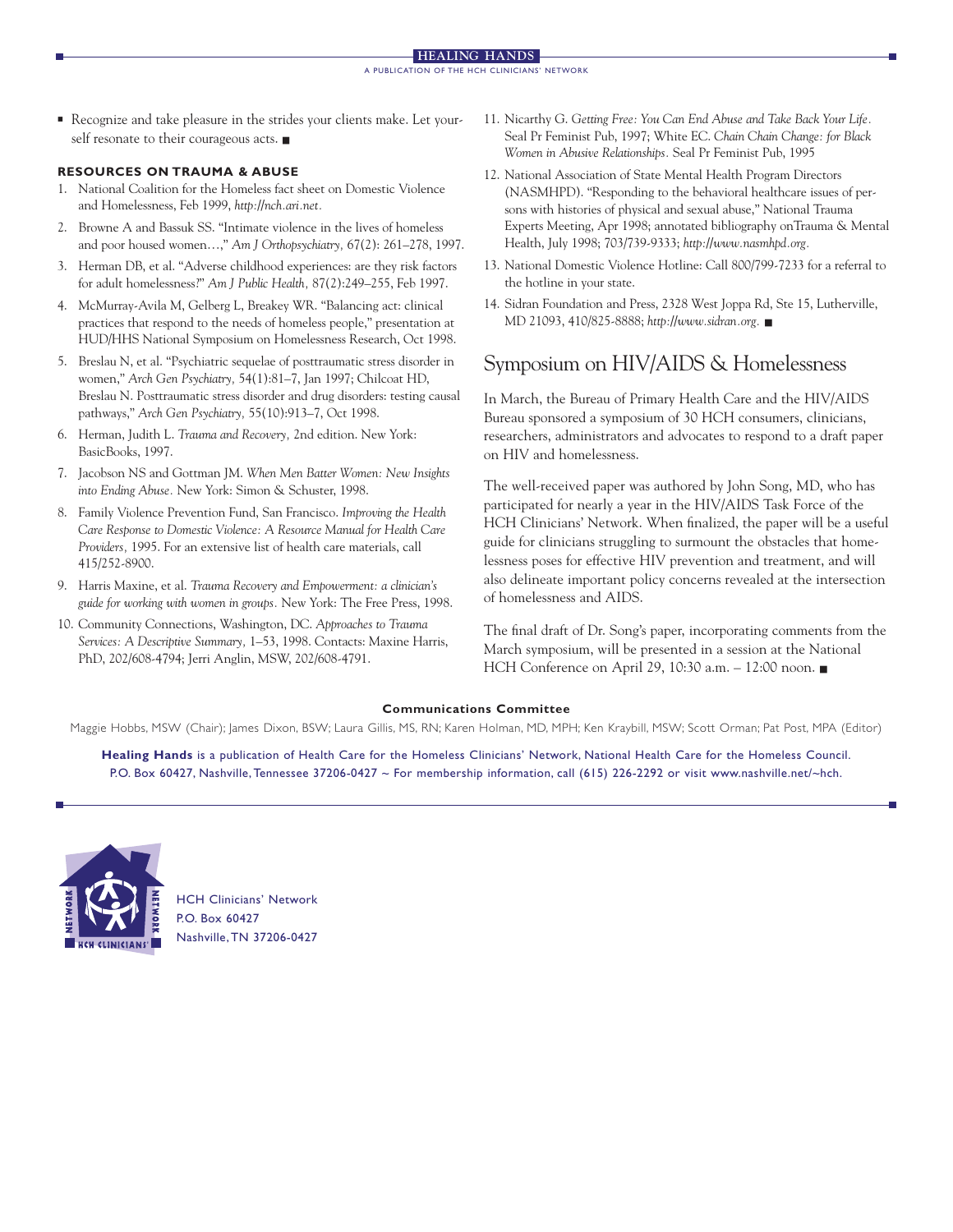- Recognize and take pleasure in the strides your clients make. Let yourself resonate to their courageous acts. ■

### RESOURCES ON TRAUMA & ABUSE

1. National Coalition for the Homeless fact sheet on Domestic Violence and Homelessness, Feb 1999, *http://nch.ari.net.*
2. Browne A and Bassuk SS. "Intimate violence in the lives of homeless and poor housed women…," *Am J Orthopsychiatry,* 67(2): 261–278, 1997.
3. Herman DB, et al. "Adverse childhood experiences: are they risk factors for adult homelessness?" *Am J Public Health,* 87(2):249–255, Feb 1997.
4. McMurray-Avila M, Gelberg L, Breakey WR. "Balancing act: clinical practices that respond to the needs of homeless people," presentation at HUD/HHS National Symposium on Homelessness Research, Oct 1998.
5. Breslau N, et al. "Psychiatric sequelae of posttraumatic stress disorder in women," *Arch Gen Psychiatry,* 54(1):81–7, Jan 1997; Chilcoat HD, Breslau N. Posttraumatic stress disorder and drug disorders: testing causal pathways," *Arch Gen Psychiatry,* 55(10):913–7, Oct 1998.
6. Herman, Judith L. *Trauma and Recovery,* 2nd edition. New York: BasicBooks, 1997.
7. Jacobson NS and Gottman JM. *When Men Batter Women: New Insights into Ending Abuse.* New York: Simon & Schuster, 1998.
8. Family Violence Prevention Fund, San Francisco. *Improving the Health Care Response to Domestic Violence: A Resource Manual for Health Care Providers,* 1995. For an extensive list of health care materials, call 415/252-8900.
9. Harris Maxine, et al. *Trauma Recovery and Empowerment: a clinician's guide for working with women in groups.* New York: The Free Press, 1998.
10. Community Connections, Washington, DC. *Approaches to Trauma Services: A Descriptive Summary,* 1–53, 1998. Contacts: Maxine Harris, PhD, 202/608-4794; Jerri Anglin, MSW, 202/608-4791.
11. Nicarthy G. *Getting Free: You Can End Abuse and Take Back Your Life.* Seal Pr Feminist Pub, 1997; White EC. *Chain Chain Change: for Black Women in Abusive Relationships.* Seal Pr Feminist Pub, 1995
12. National Association of State Mental Health Program Directors (NASMHPD). "Responding to the behavioral healthcare issues of persons with histories of physical and sexual abuse," National Trauma Experts Meeting, Apr 1998; annotated bibliography onTrauma & Mental Health, July 1998; 703/739-9333; *http://www.nasmhpd.org.*
13. National Domestic Violence Hotline: Call 800/799-7233 for a referral to the hotline in your state.
14. Sidran Foundation and Press, 2328 West Joppa Rd, Ste 15, Lutherville, MD 21093, 410/825-8888; *http://www.sidran.org.* ■

## Symposium on HIV/AIDS & Homelessness

In March, the Bureau of Primary Health Care and the HIV/AIDS Bureau sponsored a symposium of 30 HCH consumers, clinicians, researchers, administrators and advocates to respond to a draft paper on HIV and homelessness.

The well-received paper was authored by John Song, MD, who has participated for nearly a year in the HIV/AIDS Task Force of the HCH Clinicians' Network. When finalized, the paper will be a useful guide for clinicians struggling to surmount the obstacles that homelessness poses for effective HIV prevention and treatment, and will also delineate important policy concerns revealed at the intersection of homelessness and AIDS.

The final draft of Dr. Song's paper, incorporating comments from the March symposium, will be presented in a session at the National HCH Conference on April 29, 10:30 a.m. – 12:00 noon. ■

**Communications Committee**

Maggie Hobbs, MSW (Chair); James Dixon, BSW; Laura Gillis, MS, RN; Karen Holman, MD, MPH; Ken Kraybill, MSW; Scott Orman; Pat Post, MPA (Editor)

**Healing Hands** is a publication of Health Care for the Homeless Clinicians' Network, National Health Care for the Homeless Council. P.O. Box 60427, Nashville, Tennessee 37206-0427 ~ For membership information, call (615) 226-2292 or visit www.nashville.net/~hch.

HCH Clinicians' Network
P.O. Box 60427
Nashville, TN 37206-0427